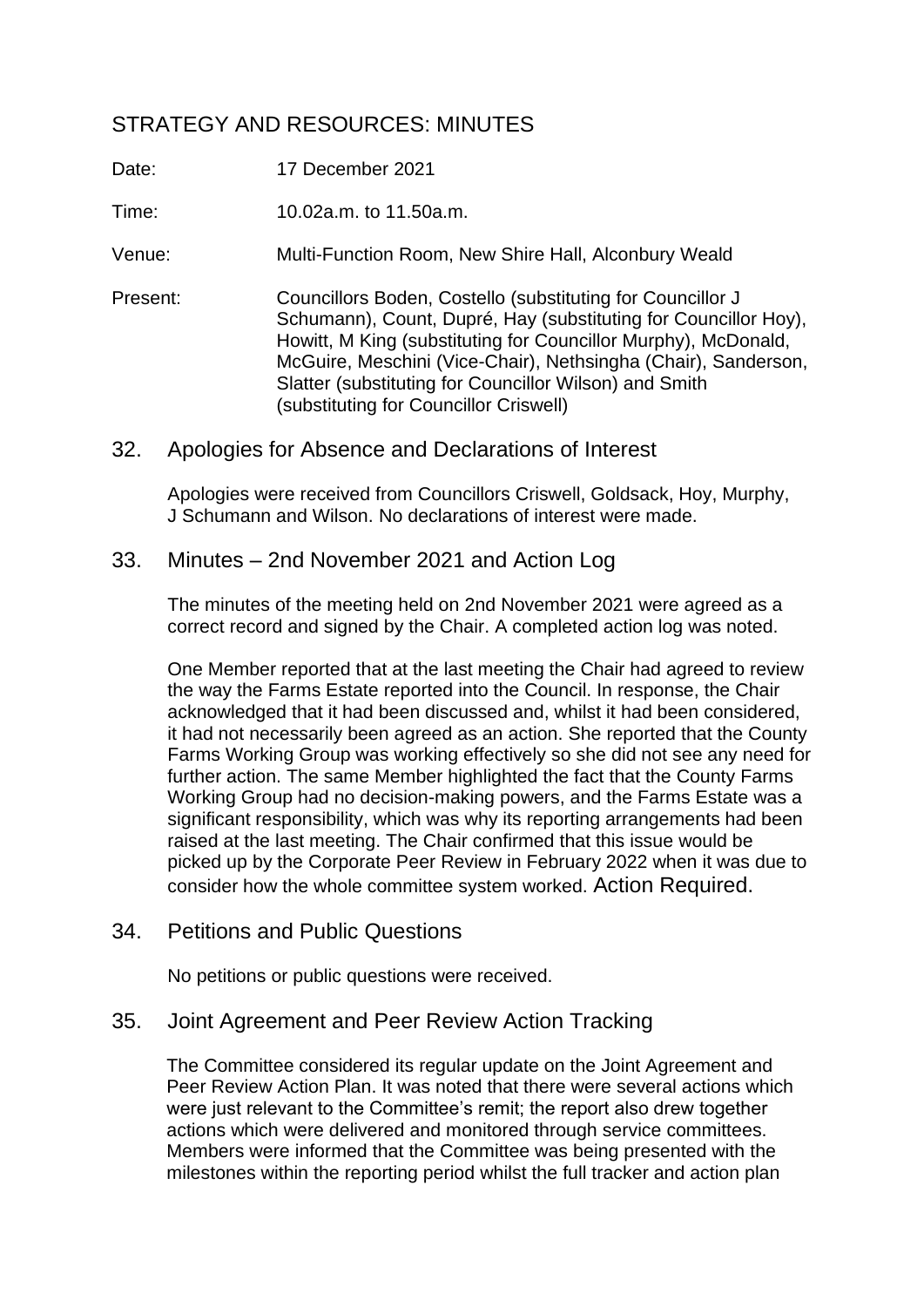# STRATEGY AND RESOURCES: MINUTES

Date: 17 December 2021

Time: 10.02a.m. to 11.50a.m.

Venue: Multi-Function Room, New Shire Hall, Alconbury Weald

Present: Councillors Boden, Costello (substituting for Councillor J Schumann), Count, Dupré, Hay (substituting for Councillor Hoy), Howitt, M King (substituting for Councillor Murphy), McDonald, McGuire, Meschini (Vice-Chair), Nethsingha (Chair), Sanderson, Slatter (substituting for Councillor Wilson) and Smith (substituting for Councillor Criswell)

## 32. Apologies for Absence and Declarations of Interest

Apologies were received from Councillors Criswell, Goldsack, Hoy, Murphy, J Schumann and Wilson. No declarations of interest were made.

## 33. Minutes – 2nd November 2021 and Action Log

The minutes of the meeting held on 2nd November 2021 were agreed as a correct record and signed by the Chair. A completed action log was noted.

One Member reported that at the last meeting the Chair had agreed to review the way the Farms Estate reported into the Council. In response, the Chair acknowledged that it had been discussed and, whilst it had been considered, it had not necessarily been agreed as an action. She reported that the County Farms Working Group was working effectively so she did not see any need for further action. The same Member highlighted the fact that the County Farms Working Group had no decision-making powers, and the Farms Estate was a significant responsibility, which was why its reporting arrangements had been raised at the last meeting. The Chair confirmed that this issue would be picked up by the Corporate Peer Review in February 2022 when it was due to consider how the whole committee system worked. Action Required.

## 34. Petitions and Public Questions

No petitions or public questions were received.

## 35. Joint Agreement and Peer Review Action Tracking

The Committee considered its regular update on the Joint Agreement and Peer Review Action Plan. It was noted that there were several actions which were just relevant to the Committee's remit; the report also drew together actions which were delivered and monitored through service committees. Members were informed that the Committee was being presented with the milestones within the reporting period whilst the full tracker and action plan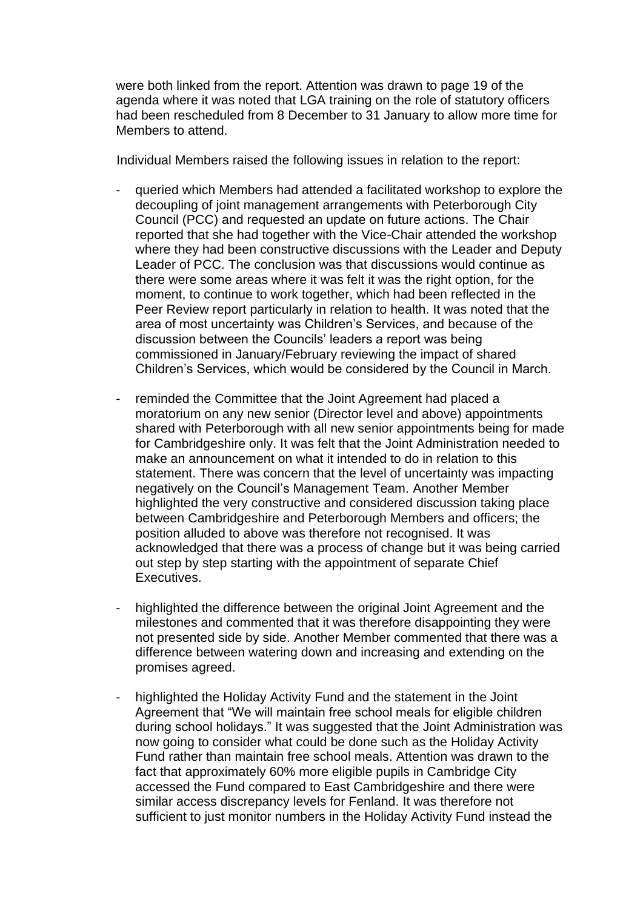were both linked from the report. Attention was drawn to page 19 of the agenda where it was noted that LGA training on the role of statutory officers had been rescheduled from 8 December to 31 January to allow more time for Members to attend.

Individual Members raised the following issues in relation to the report:

- queried which Members had attended a facilitated workshop to explore the decoupling of joint management arrangements with Peterborough City Council (PCC) and requested an update on future actions. The Chair reported that she had together with the Vice-Chair attended the workshop where they had been constructive discussions with the Leader and Deputy Leader of PCC. The conclusion was that discussions would continue as there were some areas where it was felt it was the right option, for the moment, to continue to work together, which had been reflected in the Peer Review report particularly in relation to health. It was noted that the area of most uncertainty was Children's Services, and because of the discussion between the Councils' leaders a report was being commissioned in January/February reviewing the impact of shared Children's Services, which would be considered by the Council in March.

- reminded the Committee that the Joint Agreement had placed a moratorium on any new senior (Director level and above) appointments shared with Peterborough with all new senior appointments being for made for Cambridgeshire only. It was felt that the Joint Administration needed to make an announcement on what it intended to do in relation to this statement. There was concern that the level of uncertainty was impacting negatively on the Council's Management Team. Another Member highlighted the very constructive and considered discussion taking place between Cambridgeshire and Peterborough Members and officers; the position alluded to above was therefore not recognised. It was acknowledged that there was a process of change but it was being carried out step by step starting with the appointment of separate Chief Executives.

- highlighted the difference between the original Joint Agreement and the milestones and commented that it was therefore disappointing they were not presented side by side. Another Member commented that there was a difference between watering down and increasing and extending on the promises agreed.

- highlighted the Holiday Activity Fund and the statement in the Joint Agreement that "We will maintain free school meals for eligible children during school holidays." It was suggested that the Joint Administration was now going to consider what could be done such as the Holiday Activity Fund rather than maintain free school meals. Attention was drawn to the fact that approximately 60% more eligible pupils in Cambridge City accessed the Fund compared to East Cambridgeshire and there were similar access discrepancy levels for Fenland. It was therefore not sufficient to just monitor numbers in the Holiday Activity Fund instead the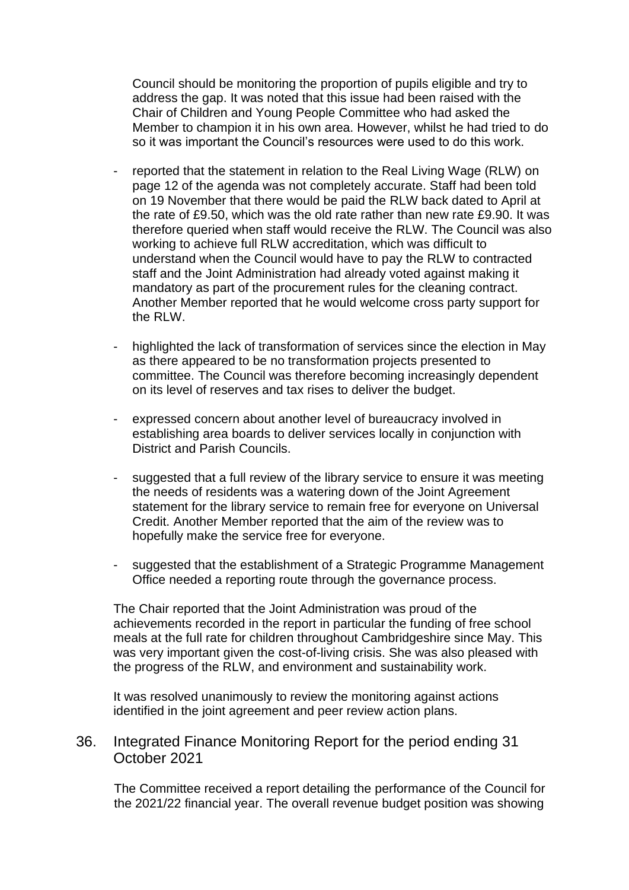Council should be monitoring the proportion of pupils eligible and try to address the gap. It was noted that this issue had been raised with the Chair of Children and Young People Committee who had asked the Member to champion it in his own area. However, whilst he had tried to do so it was important the Council's resources were used to do this work.

- reported that the statement in relation to the Real Living Wage (RLW) on page 12 of the agenda was not completely accurate. Staff had been told on 19 November that there would be paid the RLW back dated to April at the rate of £9.50, which was the old rate rather than new rate £9.90. It was therefore queried when staff would receive the RLW. The Council was also working to achieve full RLW accreditation, which was difficult to understand when the Council would have to pay the RLW to contracted staff and the Joint Administration had already voted against making it mandatory as part of the procurement rules for the cleaning contract. Another Member reported that he would welcome cross party support for the RLW.

- highlighted the lack of transformation of services since the election in May as there appeared to be no transformation projects presented to committee. The Council was therefore becoming increasingly dependent on its level of reserves and tax rises to deliver the budget.

- expressed concern about another level of bureaucracy involved in establishing area boards to deliver services locally in conjunction with District and Parish Councils.

- suggested that a full review of the library service to ensure it was meeting the needs of residents was a watering down of the Joint Agreement statement for the library service to remain free for everyone on Universal Credit. Another Member reported that the aim of the review was to hopefully make the service free for everyone.

- suggested that the establishment of a Strategic Programme Management Office needed a reporting route through the governance process.

The Chair reported that the Joint Administration was proud of the achievements recorded in the report in particular the funding of free school meals at the full rate for children throughout Cambridgeshire since May. This was very important given the cost-of-living crisis. She was also pleased with the progress of the RLW, and environment and sustainability work.

It was resolved unanimously to review the monitoring against actions identified in the joint agreement and peer review action plans.

## 36. Integrated Finance Monitoring Report for the period ending 31 October 2021

The Committee received a report detailing the performance of the Council for the 2021/22 financial year. The overall revenue budget position was showing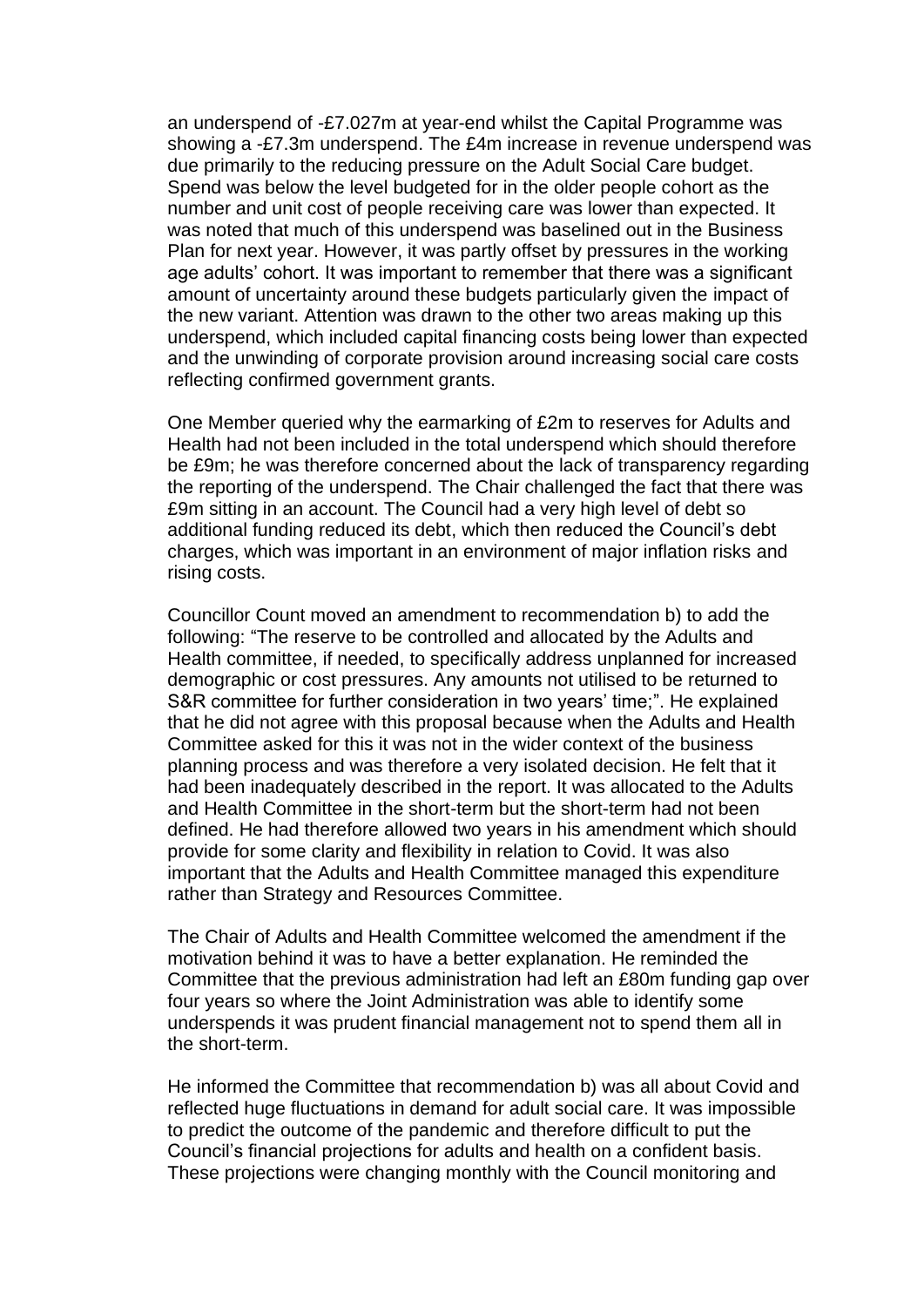an underspend of -£7.027m at year-end whilst the Capital Programme was showing a -£7.3m underspend. The £4m increase in revenue underspend was due primarily to the reducing pressure on the Adult Social Care budget. Spend was below the level budgeted for in the older people cohort as the number and unit cost of people receiving care was lower than expected. It was noted that much of this underspend was baselined out in the Business Plan for next year. However, it was partly offset by pressures in the working age adults' cohort. It was important to remember that there was a significant amount of uncertainty around these budgets particularly given the impact of the new variant. Attention was drawn to the other two areas making up this underspend, which included capital financing costs being lower than expected and the unwinding of corporate provision around increasing social care costs reflecting confirmed government grants.

One Member queried why the earmarking of £2m to reserves for Adults and Health had not been included in the total underspend which should therefore be £9m; he was therefore concerned about the lack of transparency regarding the reporting of the underspend. The Chair challenged the fact that there was £9m sitting in an account. The Council had a very high level of debt so additional funding reduced its debt, which then reduced the Council's debt charges, which was important in an environment of major inflation risks and rising costs.

Councillor Count moved an amendment to recommendation b) to add the following: "The reserve to be controlled and allocated by the Adults and Health committee, if needed, to specifically address unplanned for increased demographic or cost pressures. Any amounts not utilised to be returned to S&R committee for further consideration in two years' time;". He explained that he did not agree with this proposal because when the Adults and Health Committee asked for this it was not in the wider context of the business planning process and was therefore a very isolated decision. He felt that it had been inadequately described in the report. It was allocated to the Adults and Health Committee in the short-term but the short-term had not been defined. He had therefore allowed two years in his amendment which should provide for some clarity and flexibility in relation to Covid. It was also important that the Adults and Health Committee managed this expenditure rather than Strategy and Resources Committee.

The Chair of Adults and Health Committee welcomed the amendment if the motivation behind it was to have a better explanation. He reminded the Committee that the previous administration had left an £80m funding gap over four years so where the Joint Administration was able to identify some underspends it was prudent financial management not to spend them all in the short-term.

He informed the Committee that recommendation b) was all about Covid and reflected huge fluctuations in demand for adult social care. It was impossible to predict the outcome of the pandemic and therefore difficult to put the Council's financial projections for adults and health on a confident basis. These projections were changing monthly with the Council monitoring and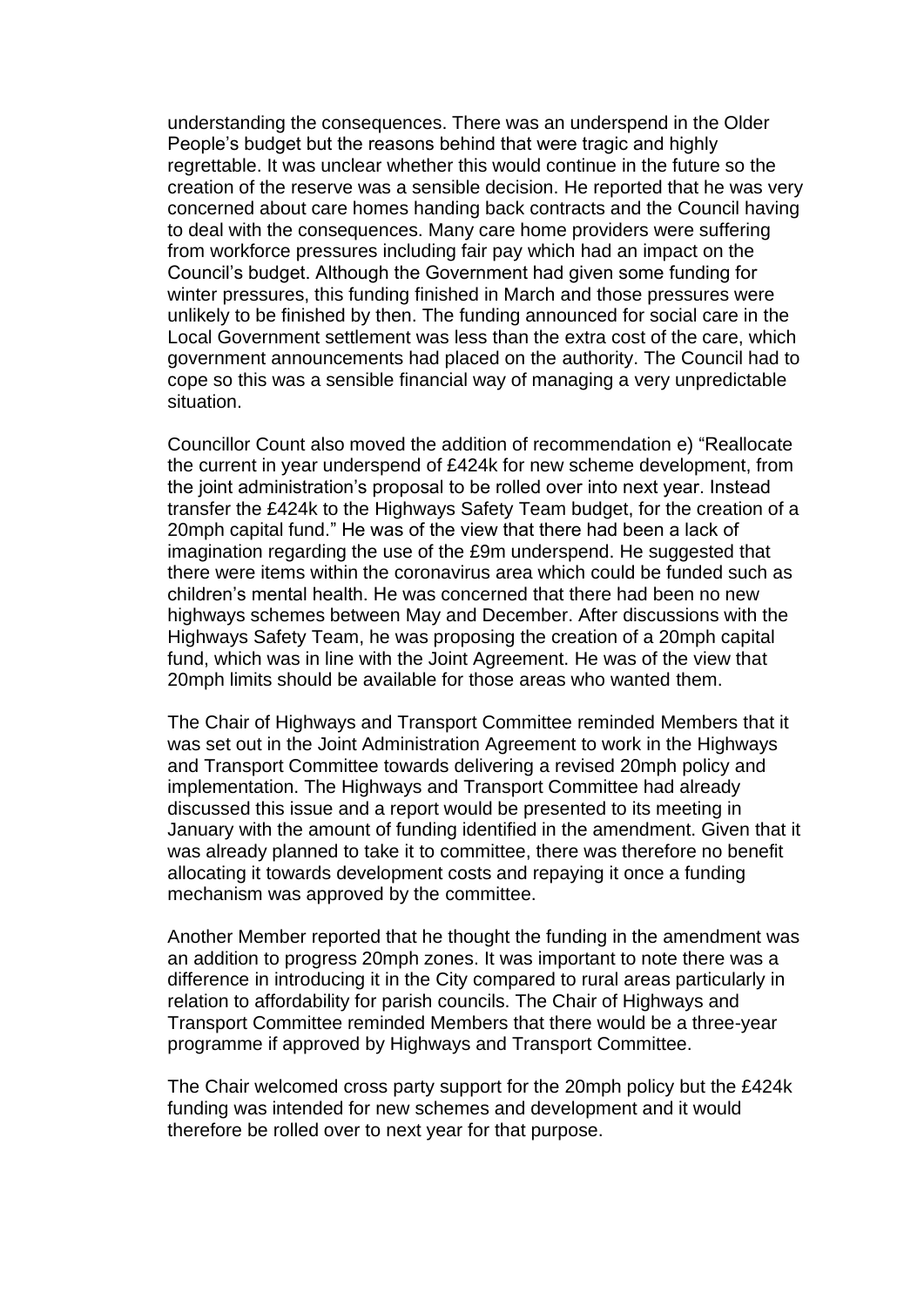understanding the consequences. There was an underspend in the Older People's budget but the reasons behind that were tragic and highly regrettable. It was unclear whether this would continue in the future so the creation of the reserve was a sensible decision. He reported that he was very concerned about care homes handing back contracts and the Council having to deal with the consequences. Many care home providers were suffering from workforce pressures including fair pay which had an impact on the Council's budget. Although the Government had given some funding for winter pressures, this funding finished in March and those pressures were unlikely to be finished by then. The funding announced for social care in the Local Government settlement was less than the extra cost of the care, which government announcements had placed on the authority. The Council had to cope so this was a sensible financial way of managing a very unpredictable situation.

Councillor Count also moved the addition of recommendation e) "Reallocate the current in year underspend of £424k for new scheme development, from the joint administration's proposal to be rolled over into next year. Instead transfer the £424k to the Highways Safety Team budget, for the creation of a 20mph capital fund." He was of the view that there had been a lack of imagination regarding the use of the £9m underspend. He suggested that there were items within the coronavirus area which could be funded such as children's mental health. He was concerned that there had been no new highways schemes between May and December. After discussions with the Highways Safety Team, he was proposing the creation of a 20mph capital fund, which was in line with the Joint Agreement. He was of the view that 20mph limits should be available for those areas who wanted them.

The Chair of Highways and Transport Committee reminded Members that it was set out in the Joint Administration Agreement to work in the Highways and Transport Committee towards delivering a revised 20mph policy and implementation. The Highways and Transport Committee had already discussed this issue and a report would be presented to its meeting in January with the amount of funding identified in the amendment. Given that it was already planned to take it to committee, there was therefore no benefit allocating it towards development costs and repaying it once a funding mechanism was approved by the committee.

Another Member reported that he thought the funding in the amendment was an addition to progress 20mph zones. It was important to note there was a difference in introducing it in the City compared to rural areas particularly in relation to affordability for parish councils. The Chair of Highways and Transport Committee reminded Members that there would be a three-year programme if approved by Highways and Transport Committee.

The Chair welcomed cross party support for the 20mph policy but the £424k funding was intended for new schemes and development and it would therefore be rolled over to next year for that purpose.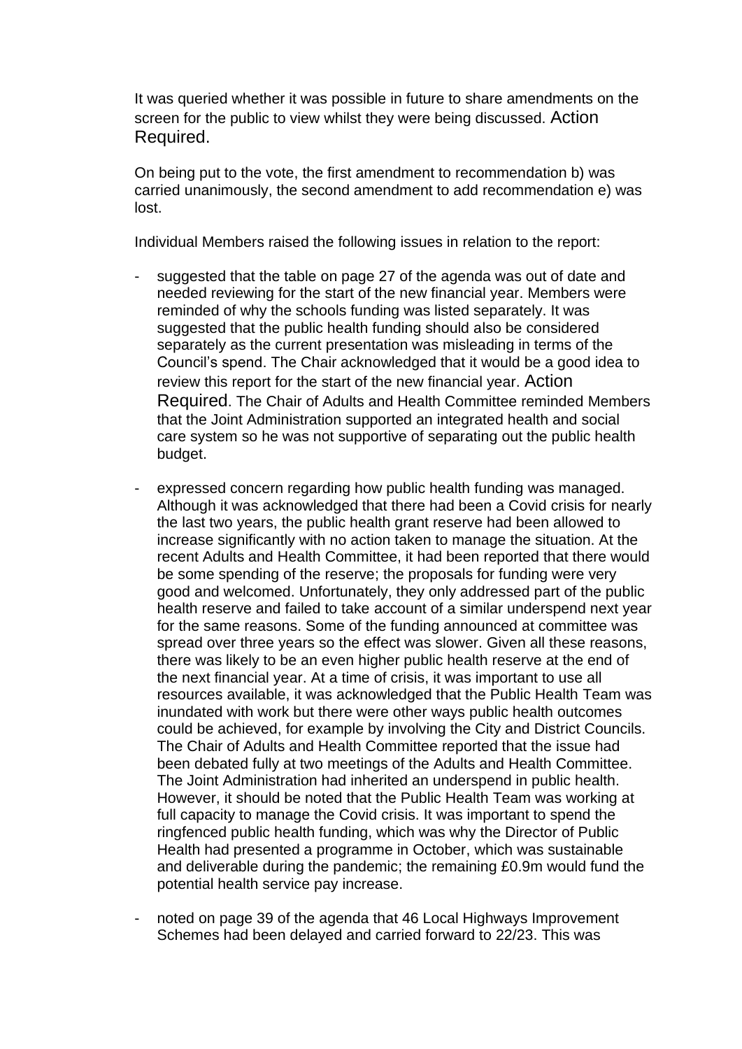It was queried whether it was possible in future to share amendments on the screen for the public to view whilst they were being discussed. Action Required.

On being put to the vote, the first amendment to recommendation b) was carried unanimously, the second amendment to add recommendation e) was lost.

Individual Members raised the following issues in relation to the report:

- suggested that the table on page 27 of the agenda was out of date and needed reviewing for the start of the new financial year. Members were reminded of why the schools funding was listed separately. It was suggested that the public health funding should also be considered separately as the current presentation was misleading in terms of the Council's spend. The Chair acknowledged that it would be a good idea to review this report for the start of the new financial year. Action Required. The Chair of Adults and Health Committee reminded Members that the Joint Administration supported an integrated health and social care system so he was not supportive of separating out the public health budget.

- expressed concern regarding how public health funding was managed. Although it was acknowledged that there had been a Covid crisis for nearly the last two years, the public health grant reserve had been allowed to increase significantly with no action taken to manage the situation. At the recent Adults and Health Committee, it had been reported that there would be some spending of the reserve; the proposals for funding were very good and welcomed. Unfortunately, they only addressed part of the public health reserve and failed to take account of a similar underspend next year for the same reasons. Some of the funding announced at committee was spread over three years so the effect was slower. Given all these reasons, there was likely to be an even higher public health reserve at the end of the next financial year. At a time of crisis, it was important to use all resources available, it was acknowledged that the Public Health Team was inundated with work but there were other ways public health outcomes could be achieved, for example by involving the City and District Councils. The Chair of Adults and Health Committee reported that the issue had been debated fully at two meetings of the Adults and Health Committee. The Joint Administration had inherited an underspend in public health. However, it should be noted that the Public Health Team was working at full capacity to manage the Covid crisis. It was important to spend the ringfenced public health funding, which was why the Director of Public Health had presented a programme in October, which was sustainable and deliverable during the pandemic; the remaining £0.9m would fund the potential health service pay increase.

- noted on page 39 of the agenda that 46 Local Highways Improvement Schemes had been delayed and carried forward to 22/23. This was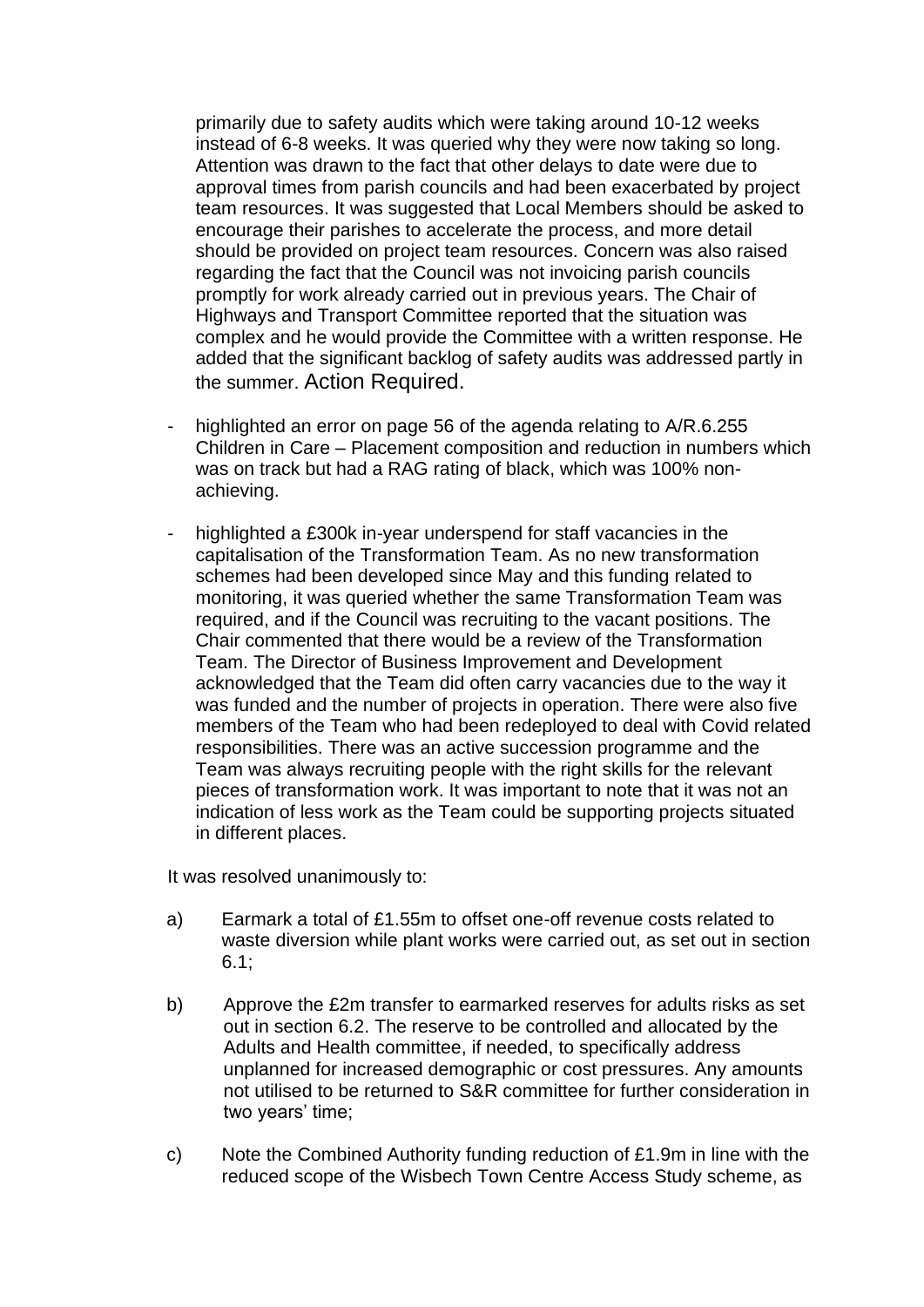primarily due to safety audits which were taking around 10-12 weeks instead of 6-8 weeks. It was queried why they were now taking so long. Attention was drawn to the fact that other delays to date were due to approval times from parish councils and had been exacerbated by project team resources. It was suggested that Local Members should be asked to encourage their parishes to accelerate the process, and more detail should be provided on project team resources. Concern was also raised regarding the fact that the Council was not invoicing parish councils promptly for work already carried out in previous years. The Chair of Highways and Transport Committee reported that the situation was complex and he would provide the Committee with a written response. He added that the significant backlog of safety audits was addressed partly in the summer. Action Required.

- highlighted an error on page 56 of the agenda relating to A/R.6.255 Children in Care – Placement composition and reduction in numbers which was on track but had a RAG rating of black, which was 100% non-achieving.

- highlighted a £300k in-year underspend for staff vacancies in the capitalisation of the Transformation Team. As no new transformation schemes had been developed since May and this funding related to monitoring, it was queried whether the same Transformation Team was required, and if the Council was recruiting to the vacant positions. The Chair commented that there would be a review of the Transformation Team. The Director of Business Improvement and Development acknowledged that the Team did often carry vacancies due to the way it was funded and the number of projects in operation. There were also five members of the Team who had been redeployed to deal with Covid related responsibilities. There was an active succession programme and the Team was always recruiting people with the right skills for the relevant pieces of transformation work. It was important to note that it was not an indication of less work as the Team could be supporting projects situated in different places.

It was resolved unanimously to:

a) Earmark a total of £1.55m to offset one-off revenue costs related to waste diversion while plant works were carried out, as set out in section 6.1;

b) Approve the £2m transfer to earmarked reserves for adults risks as set out in section 6.2. The reserve to be controlled and allocated by the Adults and Health committee, if needed, to specifically address unplanned for increased demographic or cost pressures. Any amounts not utilised to be returned to S&R committee for further consideration in two years' time;

c) Note the Combined Authority funding reduction of £1.9m in line with the reduced scope of the Wisbech Town Centre Access Study scheme, as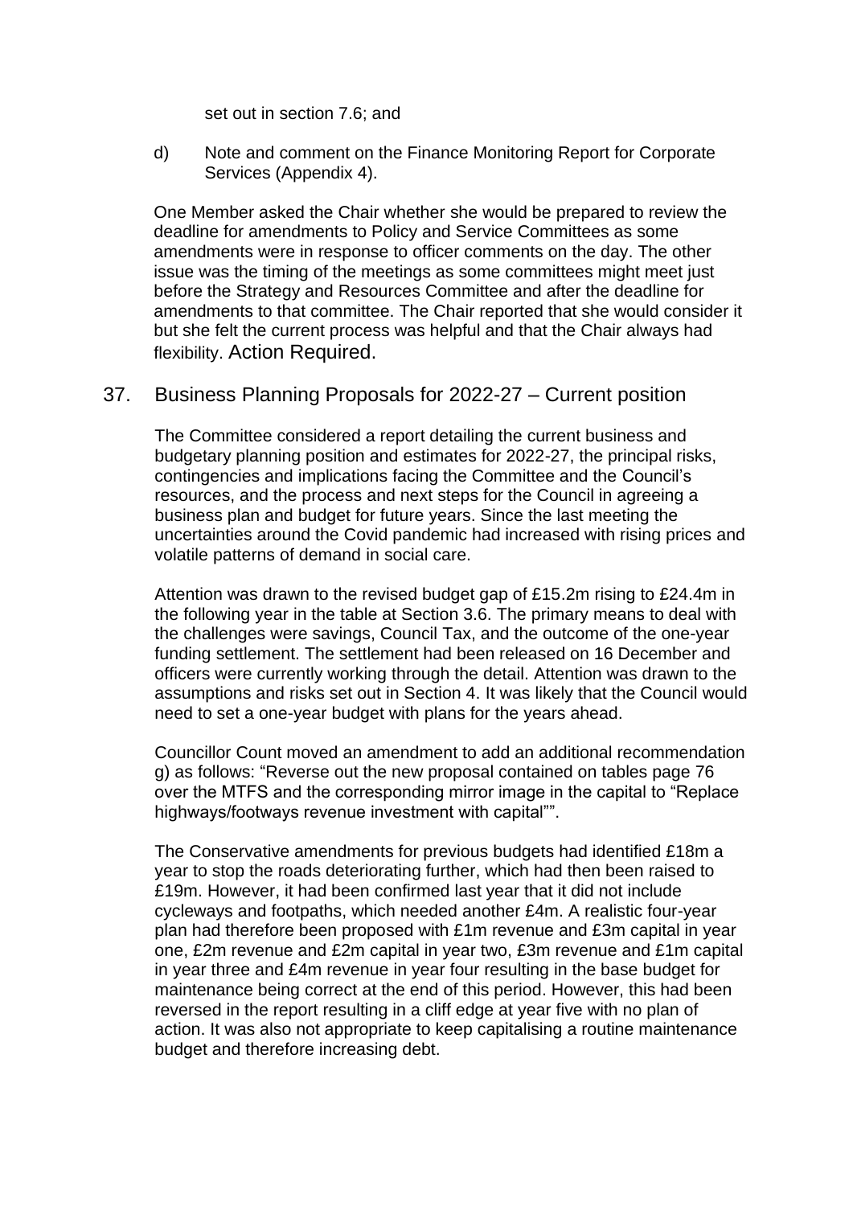set out in section 7.6; and

d) Note and comment on the Finance Monitoring Report for Corporate Services (Appendix 4).

One Member asked the Chair whether she would be prepared to review the deadline for amendments to Policy and Service Committees as some amendments were in response to officer comments on the day. The other issue was the timing of the meetings as some committees might meet just before the Strategy and Resources Committee and after the deadline for amendments to that committee. The Chair reported that she would consider it but she felt the current process was helpful and that the Chair always had flexibility. Action Required.

## 37. Business Planning Proposals for 2022-27 – Current position

The Committee considered a report detailing the current business and budgetary planning position and estimates for 2022-27, the principal risks, contingencies and implications facing the Committee and the Council's resources, and the process and next steps for the Council in agreeing a business plan and budget for future years. Since the last meeting the uncertainties around the Covid pandemic had increased with rising prices and volatile patterns of demand in social care.

Attention was drawn to the revised budget gap of £15.2m rising to £24.4m in the following year in the table at Section 3.6. The primary means to deal with the challenges were savings, Council Tax, and the outcome of the one-year funding settlement. The settlement had been released on 16 December and officers were currently working through the detail. Attention was drawn to the assumptions and risks set out in Section 4. It was likely that the Council would need to set a one-year budget with plans for the years ahead.

Councillor Count moved an amendment to add an additional recommendation g) as follows: "Reverse out the new proposal contained on tables page 76 over the MTFS and the corresponding mirror image in the capital to "Replace highways/footways revenue investment with capital"".

The Conservative amendments for previous budgets had identified £18m a year to stop the roads deteriorating further, which had then been raised to £19m. However, it had been confirmed last year that it did not include cycleways and footpaths, which needed another £4m. A realistic four-year plan had therefore been proposed with £1m revenue and £3m capital in year one, £2m revenue and £2m capital in year two, £3m revenue and £1m capital in year three and £4m revenue in year four resulting in the base budget for maintenance being correct at the end of this period. However, this had been reversed in the report resulting in a cliff edge at year five with no plan of action. It was also not appropriate to keep capitalising a routine maintenance budget and therefore increasing debt.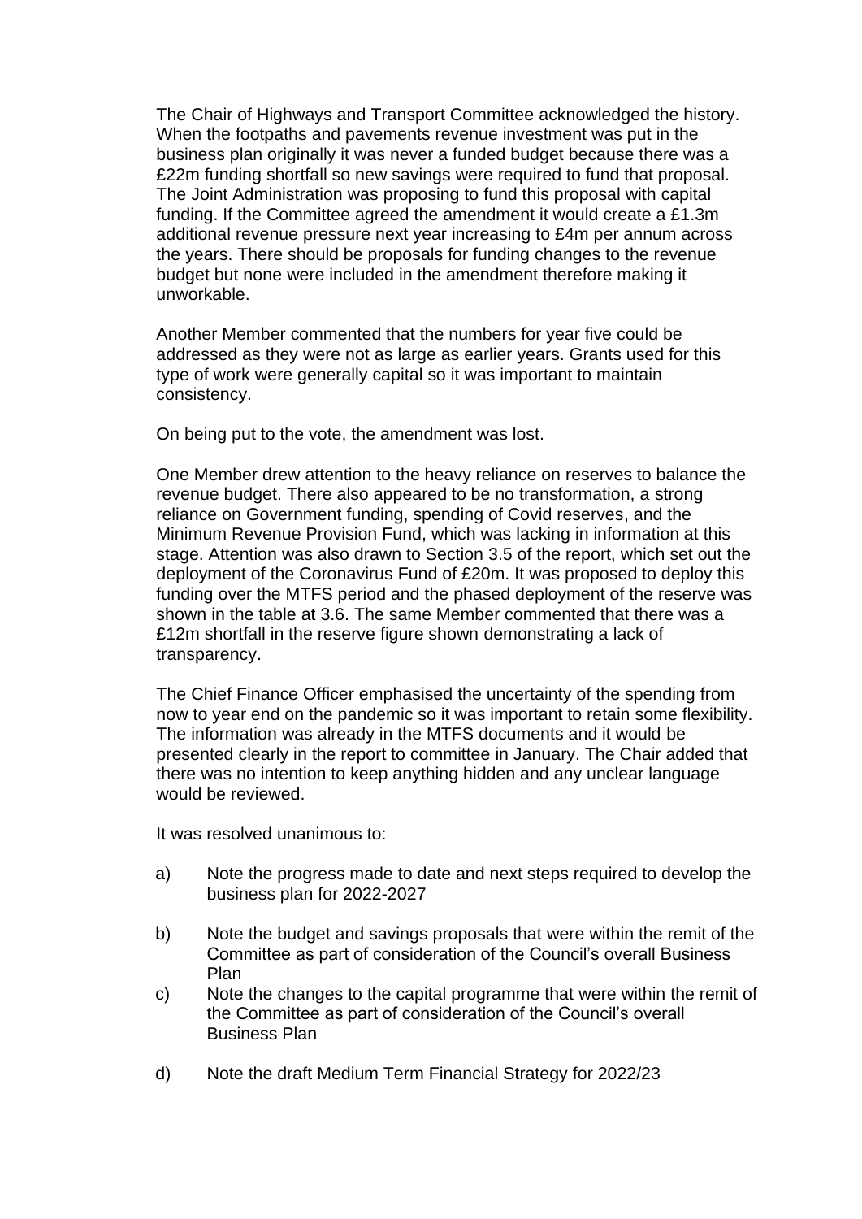The Chair of Highways and Transport Committee acknowledged the history. When the footpaths and pavements revenue investment was put in the business plan originally it was never a funded budget because there was a £22m funding shortfall so new savings were required to fund that proposal. The Joint Administration was proposing to fund this proposal with capital funding. If the Committee agreed the amendment it would create a £1.3m additional revenue pressure next year increasing to £4m per annum across the years. There should be proposals for funding changes to the revenue budget but none were included in the amendment therefore making it unworkable.

Another Member commented that the numbers for year five could be addressed as they were not as large as earlier years. Grants used for this type of work were generally capital so it was important to maintain consistency.

On being put to the vote, the amendment was lost.

One Member drew attention to the heavy reliance on reserves to balance the revenue budget. There also appeared to be no transformation, a strong reliance on Government funding, spending of Covid reserves, and the Minimum Revenue Provision Fund, which was lacking in information at this stage. Attention was also drawn to Section 3.5 of the report, which set out the deployment of the Coronavirus Fund of £20m. It was proposed to deploy this funding over the MTFS period and the phased deployment of the reserve was shown in the table at 3.6. The same Member commented that there was a £12m shortfall in the reserve figure shown demonstrating a lack of transparency.

The Chief Finance Officer emphasised the uncertainty of the spending from now to year end on the pandemic so it was important to retain some flexibility. The information was already in the MTFS documents and it would be presented clearly in the report to committee in January. The Chair added that there was no intention to keep anything hidden and any unclear language would be reviewed.

It was resolved unanimous to:

a) Note the progress made to date and next steps required to develop the business plan for 2022-2027

b) Note the budget and savings proposals that were within the remit of the Committee as part of consideration of the Council's overall Business Plan

c) Note the changes to the capital programme that were within the remit of the Committee as part of consideration of the Council's overall Business Plan

d) Note the draft Medium Term Financial Strategy for 2022/23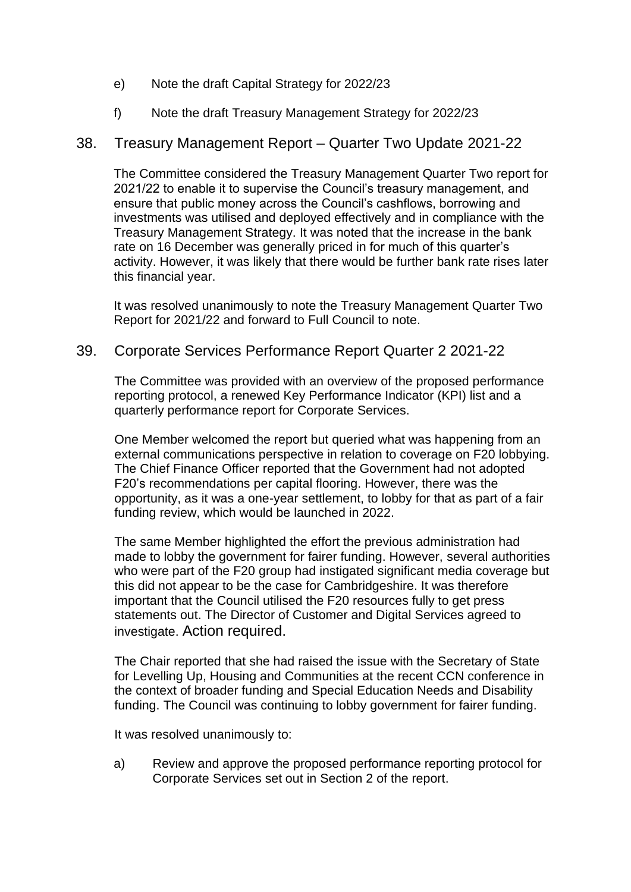e) Note the draft Capital Strategy for 2022/23

f) Note the draft Treasury Management Strategy for 2022/23

## 38. Treasury Management Report – Quarter Two Update 2021-22

The Committee considered the Treasury Management Quarter Two report for 2021/22 to enable it to supervise the Council's treasury management, and ensure that public money across the Council's cashflows, borrowing and investments was utilised and deployed effectively and in compliance with the Treasury Management Strategy. It was noted that the increase in the bank rate on 16 December was generally priced in for much of this quarter's activity. However, it was likely that there would be further bank rate rises later this financial year.

It was resolved unanimously to note the Treasury Management Quarter Two Report for 2021/22 and forward to Full Council to note.

## 39. Corporate Services Performance Report Quarter 2 2021-22

The Committee was provided with an overview of the proposed performance reporting protocol, a renewed Key Performance Indicator (KPI) list and a quarterly performance report for Corporate Services.

One Member welcomed the report but queried what was happening from an external communications perspective in relation to coverage on F20 lobbying. The Chief Finance Officer reported that the Government had not adopted F20's recommendations per capital flooring. However, there was the opportunity, as it was a one-year settlement, to lobby for that as part of a fair funding review, which would be launched in 2022.

The same Member highlighted the effort the previous administration had made to lobby the government for fairer funding. However, several authorities who were part of the F20 group had instigated significant media coverage but this did not appear to be the case for Cambridgeshire. It was therefore important that the Council utilised the F20 resources fully to get press statements out. The Director of Customer and Digital Services agreed to investigate. Action required.

The Chair reported that she had raised the issue with the Secretary of State for Levelling Up, Housing and Communities at the recent CCN conference in the context of broader funding and Special Education Needs and Disability funding. The Council was continuing to lobby government for fairer funding.

It was resolved unanimously to:

a) Review and approve the proposed performance reporting protocol for Corporate Services set out in Section 2 of the report.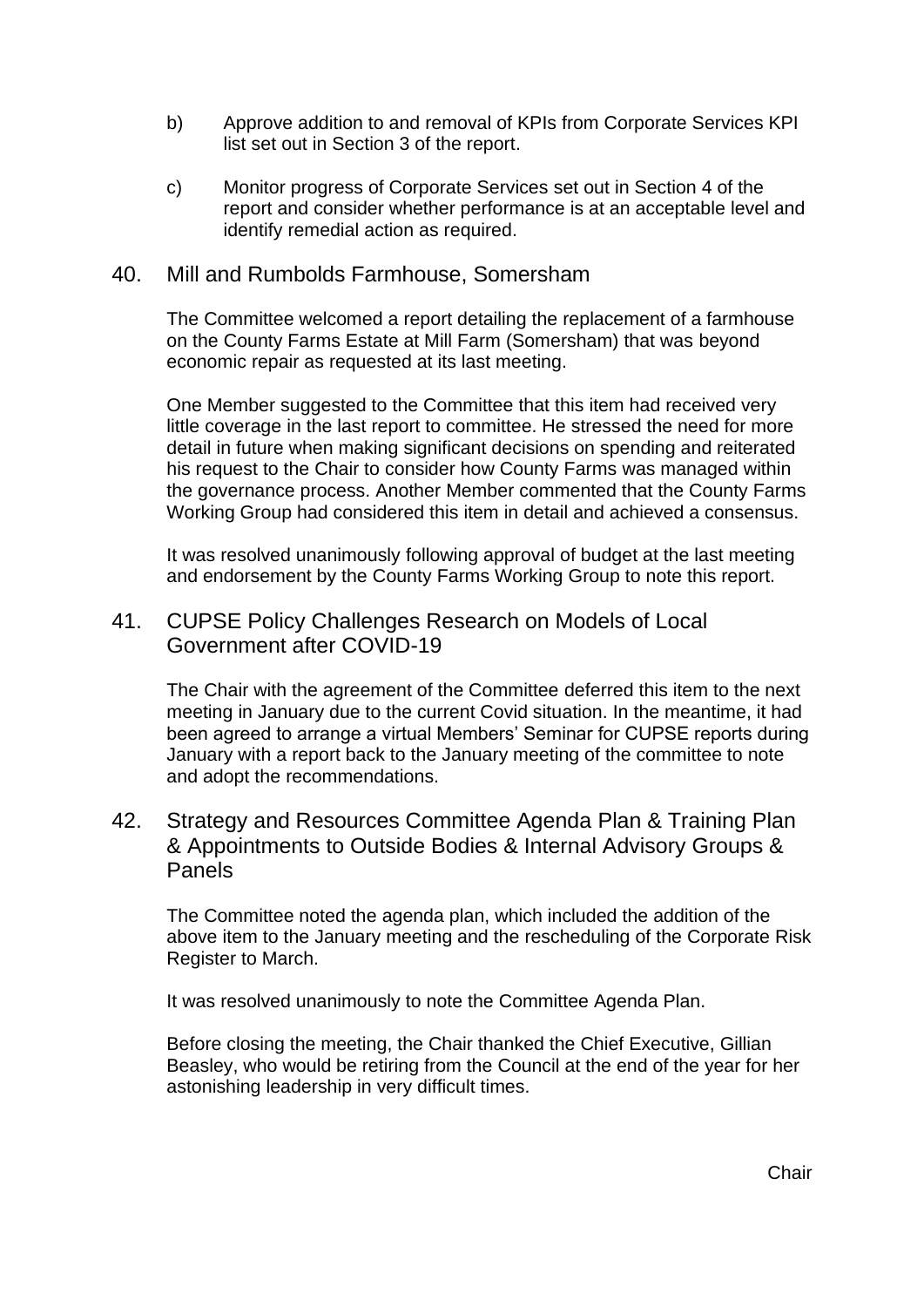b) Approve addition to and removal of KPIs from Corporate Services KPI list set out in Section 3 of the report.

c) Monitor progress of Corporate Services set out in Section 4 of the report and consider whether performance is at an acceptable level and identify remedial action as required.

## 40. Mill and Rumbolds Farmhouse, Somersham

The Committee welcomed a report detailing the replacement of a farmhouse on the County Farms Estate at Mill Farm (Somersham) that was beyond economic repair as requested at its last meeting.

One Member suggested to the Committee that this item had received very little coverage in the last report to committee. He stressed the need for more detail in future when making significant decisions on spending and reiterated his request to the Chair to consider how County Farms was managed within the governance process. Another Member commented that the County Farms Working Group had considered this item in detail and achieved a consensus.

It was resolved unanimously following approval of budget at the last meeting and endorsement by the County Farms Working Group to note this report.

## 41. CUPSE Policy Challenges Research on Models of Local Government after COVID-19

The Chair with the agreement of the Committee deferred this item to the next meeting in January due to the current Covid situation. In the meantime, it had been agreed to arrange a virtual Members' Seminar for CUPSE reports during January with a report back to the January meeting of the committee to note and adopt the recommendations.

## 42. Strategy and Resources Committee Agenda Plan & Training Plan & Appointments to Outside Bodies & Internal Advisory Groups & Panels

The Committee noted the agenda plan, which included the addition of the above item to the January meeting and the rescheduling of the Corporate Risk Register to March.

It was resolved unanimously to note the Committee Agenda Plan.

Before closing the meeting, the Chair thanked the Chief Executive, Gillian Beasley, who would be retiring from the Council at the end of the year for her astonishing leadership in very difficult times.

Chair